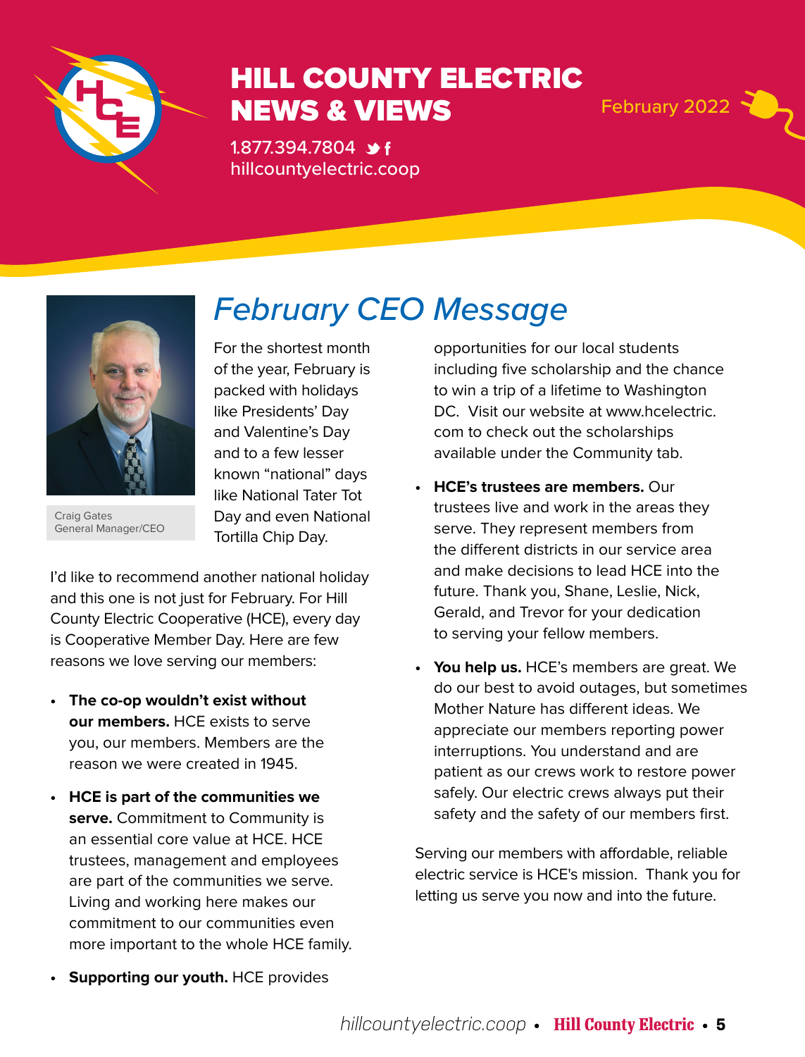# HILL COUNTY ELECTRIC NEWS & VIEWS

February 2022

1.877.394.7804

hillcountyelectric.coop

## February CEO Message

Craig Gates
General Manager/CEO

For the shortest month of the year, February is packed with holidays like Presidents' Day and Valentine's Day and to a few lesser known "national" days like National Tater Tot Day and even National Tortilla Chip Day.

I'd like to recommend another national holiday and this one is not just for February. For Hill County Electric Cooperative (HCE), every day is Cooperative Member Day. Here are few reasons we love serving our members:

- **The co-op wouldn't exist without our members.** HCE exists to serve you, our members. Members are the reason we were created in 1945.
- **HCE is part of the communities we serve.** Commitment to Community is an essential core value at HCE. HCE trustees, management and employees are part of the communities we serve. Living and working here makes our commitment to our communities even more important to the whole HCE family.
- **Supporting our youth.** HCE provides opportunities for our local students including five scholarship and the chance to win a trip of a lifetime to Washington DC. Visit our website at www.hcelectric.com to check out the scholarships available under the Community tab.
- **HCE's trustees are members.** Our trustees live and work in the areas they serve. They represent members from the different districts in our service area and make decisions to lead HCE into the future. Thank you, Shane, Leslie, Nick, Gerald, and Trevor for your dedication to serving your fellow members.
- **You help us.** HCE's members are great. We do our best to avoid outages, but sometimes Mother Nature has different ideas. We appreciate our members reporting power interruptions. You understand and are patient as our crews work to restore power safely. Our electric crews always put their safety and the safety of our members first.

Serving our members with affordable, reliable electric service is HCE's mission. Thank you for letting us serve you now and into the future.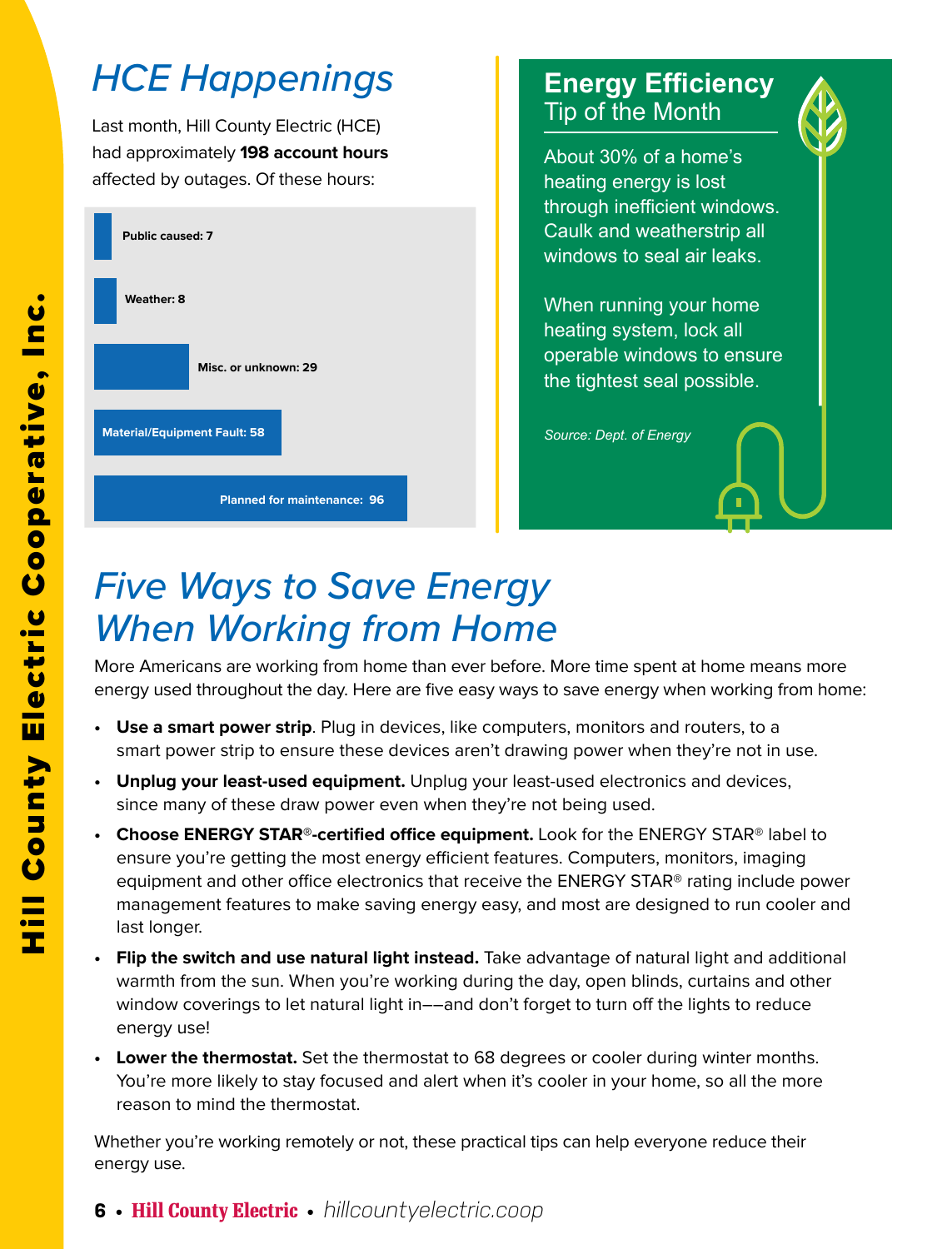# HCE Happenings

Last month, Hill County Electric (HCE) had approximately **198 account hours** affected by outages. Of these hours:

- Public caused: 7
- Weather: 8
- Misc. or unknown: 29
- Material/Equipment Fault: 58
- Planned for maintenance: 96

## Energy Efficiency Tip of the Month

About 30% of a home's heating energy is lost through inefficient windows. Caulk and weatherstrip all windows to seal air leaks.

When running your home heating system, lock all operable windows to ensure the tightest seal possible.

*Source: Dept. of Energy*

# Five Ways to Save Energy When Working from Home

More Americans are working from home than ever before. More time spent at home means more energy used throughout the day. Here are five easy ways to save energy when working from home:

- **Use a smart power strip**. Plug in devices, like computers, monitors and routers, to a smart power strip to ensure these devices aren't drawing power when they're not in use.
- **Unplug your least-used equipment.** Unplug your least-used electronics and devices, since many of these draw power even when they're not being used.
- **Choose ENERGY STAR®-certified office equipment.** Look for the ENERGY STAR® label to ensure you're getting the most energy efficient features. Computers, monitors, imaging equipment and other office electronics that receive the ENERGY STAR® rating include power management features to make saving energy easy, and most are designed to run cooler and last longer.
- **Flip the switch and use natural light instead.** Take advantage of natural light and additional warmth from the sun. When you're working during the day, open blinds, curtains and other window coverings to let natural light in––and don't forget to turn off the lights to reduce energy use!
- **Lower the thermostat.** Set the thermostat to 68 degrees or cooler during winter months. You're more likely to stay focused and alert when it's cooler in your home, so all the more reason to mind the thermostat.

Whether you're working remotely or not, these practical tips can help everyone reduce their energy use.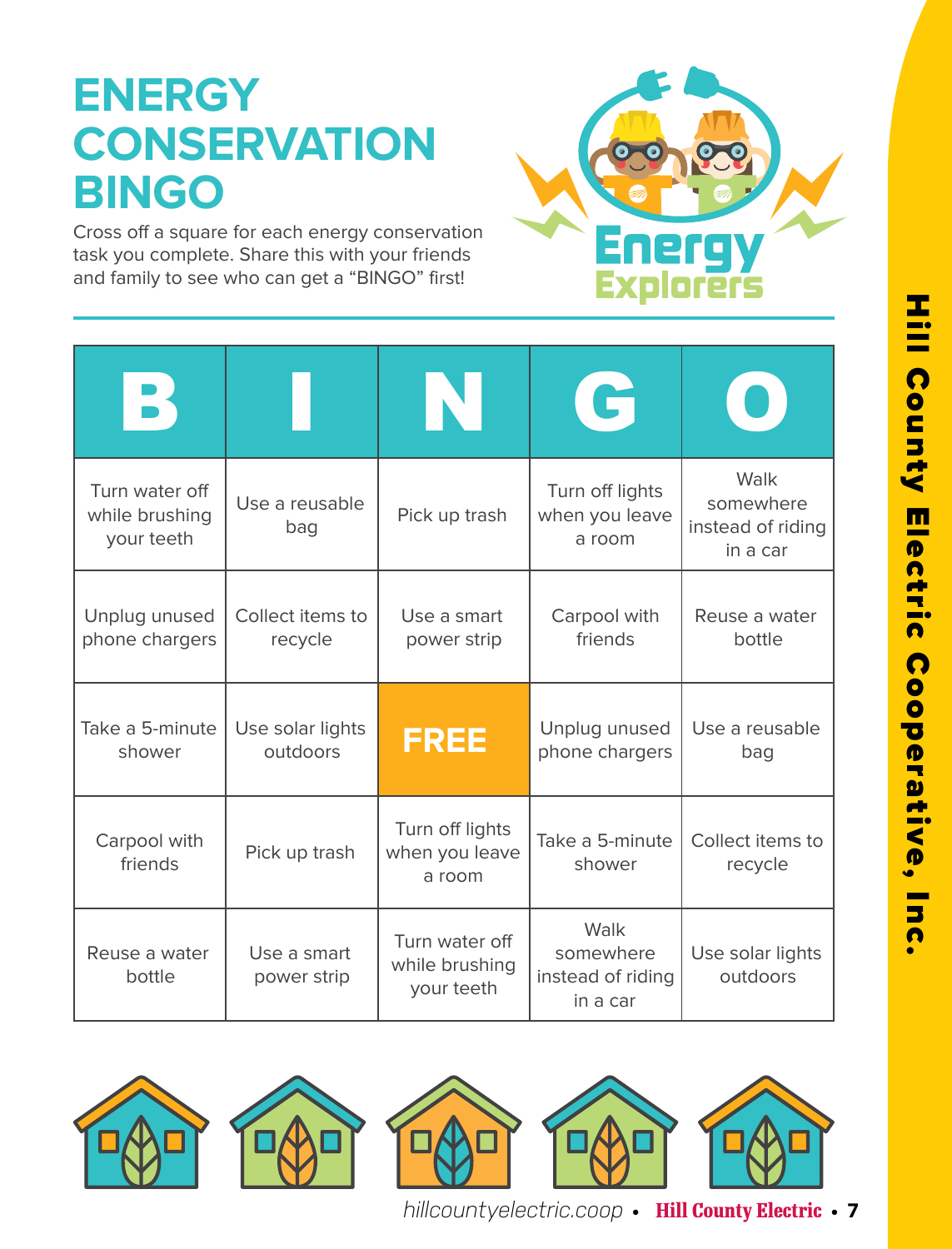# ENERGY CONSERVATION BINGO

Cross off a square for each energy conservation task you complete. Share this with your friends and family to see who can get a "BINGO" first!

| B | I | N | G | O |
|---|---|---|---|---|
| Turn water off while brushing your teeth | Use a reusable bag | Pick up trash | Turn off lights when you leave a room | Walk somewhere instead of riding in a car |
| Unplug unused phone chargers | Collect items to recycle | Use a smart power strip | Carpool with friends | Reuse a water bottle |
| Take a 5-minute shower | Use solar lights outdoors | FREE | Unplug unused phone chargers | Use a reusable bag |
| Carpool with friends | Pick up trash | Turn off lights when you leave a room | Take a 5-minute shower | Collect items to recycle |
| Reuse a water bottle | Use a smart power strip | Turn water off while brushing your teeth | Walk somewhere instead of riding in a car | Use solar lights outdoors |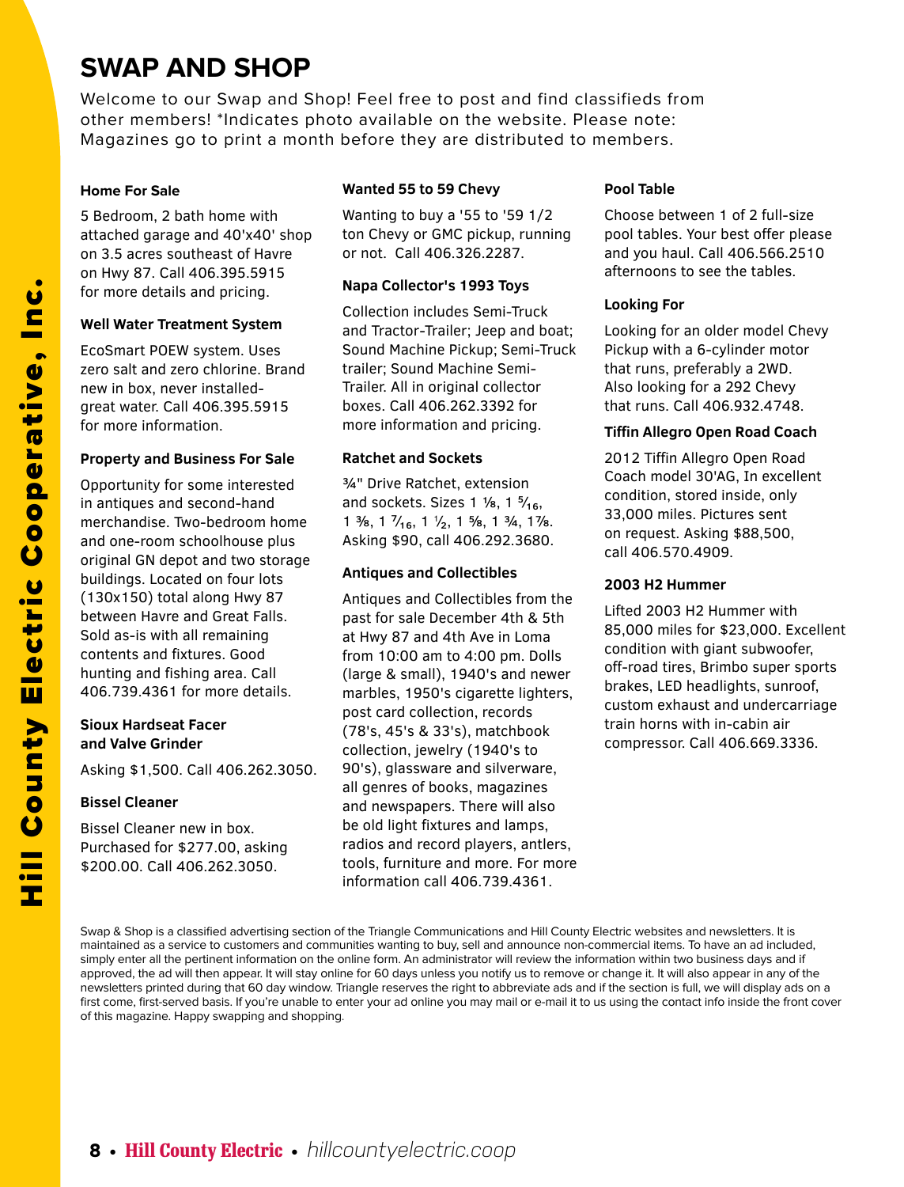# SWAP AND SHOP

Welcome to our Swap and Shop! Feel free to post and find classifieds from other members! *Indicates photo available on the website. Please note: Magazines go to print a month before they are distributed to members.

**Home For Sale**

5 Bedroom, 2 bath home with attached garage and 40'x40' shop on 3.5 acres southeast of Havre on Hwy 87. Call 406.395.5915 for more details and pricing.

**Well Water Treatment System**

EcoSmart POEW system. Uses zero salt and zero chlorine. Brand new in box, never installed- great water. Call 406.395.5915 for more information.

**Property and Business For Sale**

Opportunity for some interested in antiques and second-hand merchandise. Two-bedroom home and one-room schoolhouse plus original GN depot and two storage buildings. Located on four lots (130x150) total along Hwy 87 between Havre and Great Falls. Sold as-is with all remaining contents and fixtures. Good hunting and fishing area. Call 406.739.4361 for more details.

**Sioux Hardseat Facer and Valve Grinder**

Asking $1,500. Call 406.262.3050.

**Bissel Cleaner**

Bissel Cleaner new in box. Purchased for $277.00, asking $200.00. Call 406.262.3050.

**Wanted 55 to 59 Chevy**

Wanting to buy a '55 to '59 1/2 ton Chevy or GMC pickup, running or not. Call 406.326.2287.

**Napa Collector's 1993 Toys**

Collection includes Semi-Truck and Tractor-Trailer; Jeep and boat; Sound Machine Pickup; Semi-Truck trailer; Sound Machine Semi-Trailer. All in original collector boxes. Call 406.262.3392 for more information and pricing.

**Ratchet and Sockets**

¾" Drive Ratchet, extension and sockets. Sizes 1 ⅛, 1 5⁄16, 1 ⅜, 1 7⁄16, 1 ½, 1 ⅝, 1 ¾, 1⅞. Asking $90, call 406.292.3680.

**Antiques and Collectibles**

Antiques and Collectibles from the past for sale December 4th & 5th at Hwy 87 and 4th Ave in Loma from 10:00 am to 4:00 pm. Dolls (large & small), 1940's and newer marbles, 1950's cigarette lighters, post card collection, records (78's, 45's & 33's), matchbook collection, jewelry (1940's to 90's), glassware and silverware, all genres of books, magazines and newspapers. There will also be old light fixtures and lamps, radios and record players, antlers, tools, furniture and more. For more information call 406.739.4361.

**Pool Table**

Choose between 1 of 2 full-size pool tables. Your best offer please and you haul. Call 406.566.2510 afternoons to see the tables.

**Looking For**

Looking for an older model Chevy Pickup with a 6-cylinder motor that runs, preferably a 2WD. Also looking for a 292 Chevy that runs. Call 406.932.4748.

**Tiffin Allegro Open Road Coach**

2012 Tiffin Allegro Open Road Coach model 30'AG, In excellent condition, stored inside, only 33,000 miles. Pictures sent on request. Asking $88,500, call 406.570.4909.

**2003 H2 Hummer**

Lifted 2003 H2 Hummer with 85,000 miles for $23,000. Excellent condition with giant subwoofer, off-road tires, Brimbo super sports brakes, LED headlights, sunroof, custom exhaust and undercarriage train horns with in-cabin air compressor. Call 406.669.3336.

Swap & Shop is a classified advertising section of the Triangle Communications and Hill County Electric websites and newsletters. It is maintained as a service to customers and communities wanting to buy, sell and announce non-commercial items. To have an ad included, simply enter all the pertinent information on the online form. An administrator will review the information within two business days and if approved, the ad will then appear. It will stay online for 60 days unless you notify us to remove or change it. It will also appear in any of the newsletters printed during that 60 day window. Triangle reserves the right to abbreviate ads and if the section is full, we will display ads on a first come, first-served basis. If you're unable to enter your ad online you may mail or e-mail it to us using the contact info inside the front cover of this magazine. Happy swapping and shopping.